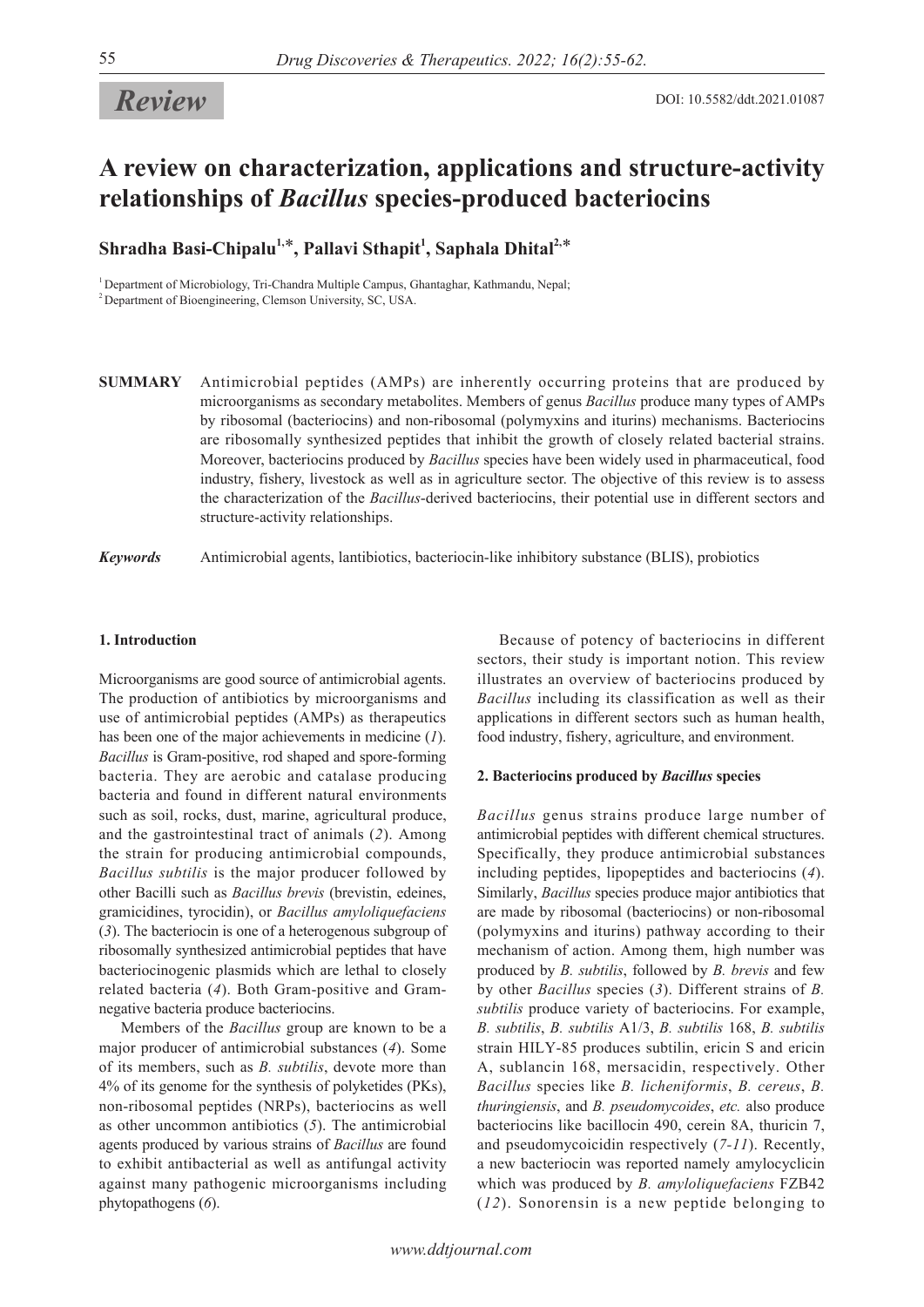*Review*

DOI: 10.5582/ddt.2021.01087

# A review on characterization, applications and structure-activity relationships of *Bacillus* species-produced bacteriocins

**Shradha Basi-Chipalu[1,*], Pallavi Sthapit[1], Saphala Dhital[2,*]**

[1] Department of Microbiology, Tri-Chandra Multiple Campus, Ghantaghar, Kathmandu, Nepal;
[2] Department of Bioengineering, Clemson University, SC, USA.

**SUMMARY** Antimicrobial peptides (AMPs) are inherently occurring proteins that are produced by microorganisms as secondary metabolites. Members of genus *Bacillus* produce many types of AMPs by ribosomal (bacteriocins) and non-ribosomal (polymyxins and iturins) mechanisms. Bacteriocins are ribosomally synthesized peptides that inhibit the growth of closely related bacterial strains. Moreover, bacteriocins produced by *Bacillus* species have been widely used in pharmaceutical, food industry, fishery, livestock as well as in agriculture sector. The objective of this review is to assess the characterization of the *Bacillus*-derived bacteriocins, their potential use in different sectors and structure-activity relationships.

***Keywords*** Antimicrobial agents, lantibiotics, bacteriocin-like inhibitory substance (BLIS), probiotics

## 1. Introduction

Microorganisms are good source of antimicrobial agents. The production of antibiotics by microorganisms and use of antimicrobial peptides (AMPs) as therapeutics has been one of the major achievements in medicine (*1*). *Bacillus* is Gram-positive, rod shaped and spore-forming bacteria. They are aerobic and catalase producing bacteria and found in different natural environments such as soil, rocks, dust, marine, agricultural produce, and the gastrointestinal tract of animals (*2*). Among the strain for producing antimicrobial compounds, *Bacillus subtilis* is the major producer followed by other Bacilli such as *Bacillus brevis* (brevistin, edeines, gramicidines, tyrocidin), or *Bacillus amyloliquefaciens* (*3*). The bacteriocin is one of a heterogenous subgroup of ribosomally synthesized antimicrobial peptides that have bacteriocinogenic plasmids which are lethal to closely related bacteria (*4*). Both Gram-positive and Gram-negative bacteria produce bacteriocins.

Members of the *Bacillus* group are known to be a major producer of antimicrobial substances (*4*). Some of its members, such as *B. subtilis*, devote more than 4% of its genome for the synthesis of polyketides (PKs), non-ribosomal peptides (NRPs), bacteriocins as well as other uncommon antibiotics (*5*). The antimicrobial agents produced by various strains of *Bacillus* are found to exhibit antibacterial as well as antifungal activity against many pathogenic microorganisms including phytopathogens (*6*).

Because of potency of bacteriocins in different sectors, their study is important notion. This review illustrates an overview of bacteriocins produced by *Bacillus* including its classification as well as their applications in different sectors such as human health, food industry, fishery, agriculture, and environment.

## 2. Bacteriocins produced by *Bacillus* species

*Bacillus* genus strains produce large number of antimicrobial peptides with different chemical structures. Specifically, they produce antimicrobial substances including peptides, lipopeptides and bacteriocins (*4*). Similarly, *Bacillus* species produce major antibiotics that are made by ribosomal (bacteriocins) or non-ribosomal (polymyxins and iturins) pathway according to their mechanism of action. Among them, high number was produced by *B. subtilis*, followed by *B. brevis* and few by other *Bacillus* species (*3*). Different strains of *B. subtilis* produce variety of bacteriocins. For example, *B. subtilis*, *B. subtilis* A1/3, *B. subtilis* 168, *B. subtilis* strain HILY-85 produces subtilin, ericin S and ericin A, sublancin 168, mersacidin, respectively. Other *Bacillus* species like *B. licheniformis*, *B. cereus*, *B. thuringiensis*, and *B. pseudomycoides*, *etc.* also produce bacteriocins like bacillocin 490, cerein 8A, thuricin 7, and pseudomycoicidin respectively (*7-11*). Recently, a new bacteriocin was reported namely amylocyclicin which was produced by *B. amyloliquefaciens* FZB42 (*12*). Sonorensin is a new peptide belonging to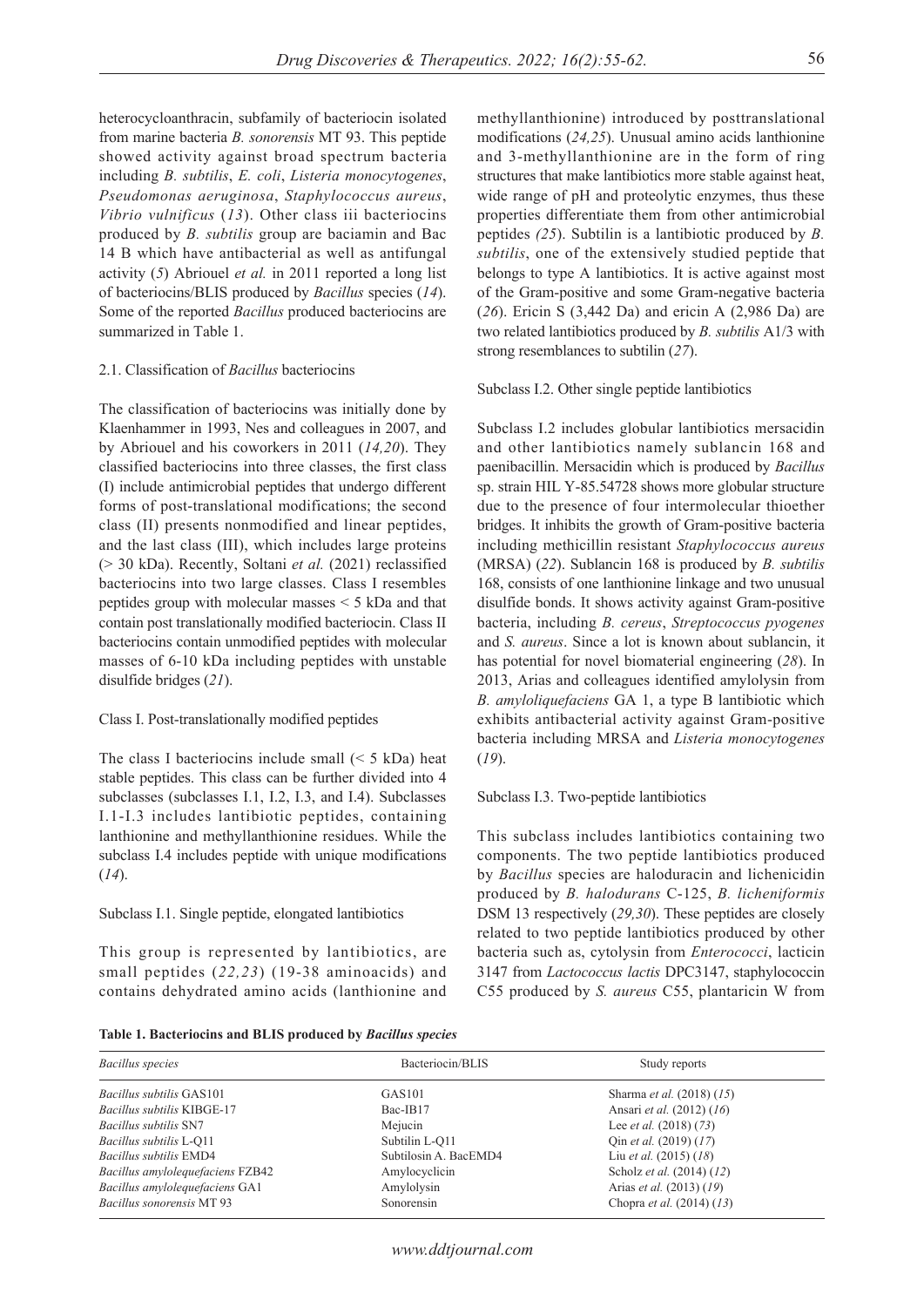heterocycloanthracin, subfamily of bacteriocin isolated from marine bacteria *B. sonorensis* MT 93. This peptide showed activity against broad spectrum bacteria including *B. subtilis*, *E. coli*, *Listeria monocytogenes*, *Pseudomonas aeruginosa*, *Staphylococcus aureus*, *Vibrio vulnificus* (*13*). Other class iii bacteriocins produced by *B. subtilis* group are baciamin and Bac 14 B which have antibacterial as well as antifungal activity (*5*) Abriouel *et al.* in 2011 reported a long list of bacteriocins/BLIS produced by *Bacillus* species (*14*). Some of the reported *Bacillus* produced bacteriocins are summarized in Table 1.

## 2.1. Classification of *Bacillus* bacteriocins

The classification of bacteriocins was initially done by Klaenhammer in 1993, Nes and colleagues in 2007, and by Abriouel and his coworkers in 2011 (*14,20*). They classified bacteriocins into three classes, the first class (I) include antimicrobial peptides that undergo different forms of post-translational modifications; the second class (II) presents nonmodified and linear peptides, and the last class (III), which includes large proteins (> 30 kDa). Recently, Soltani *et al.* (2021) reclassified bacteriocins into two large classes. Class I resembles peptides group with molecular masses < 5 kDa and that contain post translationally modified bacteriocin. Class II bacteriocins contain unmodified peptides with molecular masses of 6-10 kDa including peptides with unstable disulfide bridges (*21*).

### Class I. Post-translationally modified peptides

The class I bacteriocins include small (< 5 kDa) heat stable peptides. This class can be further divided into 4 subclasses (subclasses I.1, I.2, I.3, and I.4). Subclasses I.1-I.3 includes lantibiotic peptides, containing lanthionine and methyllanthionine residues. While the subclass I.4 includes peptide with unique modifications (*14*).

### Subclass I.1. Single peptide, elongated lantibiotics

This group is represented by lantibiotics, are small peptides (*22,23*) (19-38 aminoacids) and contains dehydrated amino acids (lanthionine and methyllanthionine) introduced by posttranslational modifications (*24,25*). Unusual amino acids lanthionine and 3-methyllanthionine are in the form of ring structures that make lantibiotics more stable against heat, wide range of pH and proteolytic enzymes, thus these properties differentiate them from other antimicrobial peptides *(25*). Subtilin is a lantibiotic produced by *B. subtilis*, one of the extensively studied peptide that belongs to type A lantibiotics. It is active against most of the Gram-positive and some Gram-negative bacteria (*26*). Ericin S (3,442 Da) and ericin A (2,986 Da) are two related lantibiotics produced by *B. subtilis* A1/3 with strong resemblances to subtilin (*27*).

### Subclass I.2. Other single peptide lantibiotics

Subclass I.2 includes globular lantibiotics mersacidin and other lantibiotics namely sublancin 168 and paenibacillin. Mersacidin which is produced by *Bacillus* sp. strain HIL Y-85.54728 shows more globular structure due to the presence of four intermolecular thioether bridges. It inhibits the growth of Gram-positive bacteria including methicillin resistant *Staphylococcus aureus* (MRSA) (*22*). Sublancin 168 is produced by *B. subtilis* 168, consists of one lanthionine linkage and two unusual disulfide bonds. It shows activity against Gram-positive bacteria, including *B. cereus*, *Streptococcus pyogenes* and *S. aureus*. Since a lot is known about sublancin, it has potential for novel biomaterial engineering (*28*). In 2013, Arias and colleagues identified amylolysin from *B. amyloliquefaciens* GA 1, a type B lantibiotic which exhibits antibacterial activity against Gram-positive bacteria including MRSA and *Listeria monocytogenes* (*19*).

### Subclass I.3. Two-peptide lantibiotics

This subclass includes lantibiotics containing two components. The two peptide lantibiotics produced by *Bacillus* species are haloduracin and lichenicidin produced by *B. halodurans* C-125, *B. licheniformis* DSM 13 respectively (*29,30*). These peptides are closely related to two peptide lantibiotics produced by other bacteria such as, cytolysin from *Enterococci*, lacticin 3147 from *Lactococcus lactis* DPC3147, staphylococcin C55 produced by *S. aureus* C55, plantaricin W from

**Table 1. Bacteriocins and BLIS produced by *Bacillus species***

| *Bacillus species* | Bacteriocin/BLIS | Study reports |
|---|---|---|
| *Bacillus subtilis* GAS101 | GAS101 | Sharma *et al.* (2018) (*15*) |
| *Bacillus subtilis* KIBGE-17 | Bac-IB17 | Ansari *et al.* (2012) (*16*) |
| *Bacillus subtilis* SN7 | Mejucin | Lee *et al.* (2018) (*73*) |
| *Bacillus subtilis* L-Q11 | Subtilin L-Q11 | Qin *et al.* (2019) (*17*) |
| *Bacillus subtilis* EMD4 | Subtilosin A. BacEMD4 | Liu *et al.* (2015) (*18*) |
| *Bacillus amylolequefaciens* FZB42 | Amylocyclicin | Scholz *et al.* (2014) (*12*) |
| *Bacillus amylolequefaciens* GA1 | Amylolysin | Arias *et al.* (2013) (*19*) |
| *Bacillus sonorensis* MT 93 | Sonorensin | Chopra *et al.* (2014) (*13*) |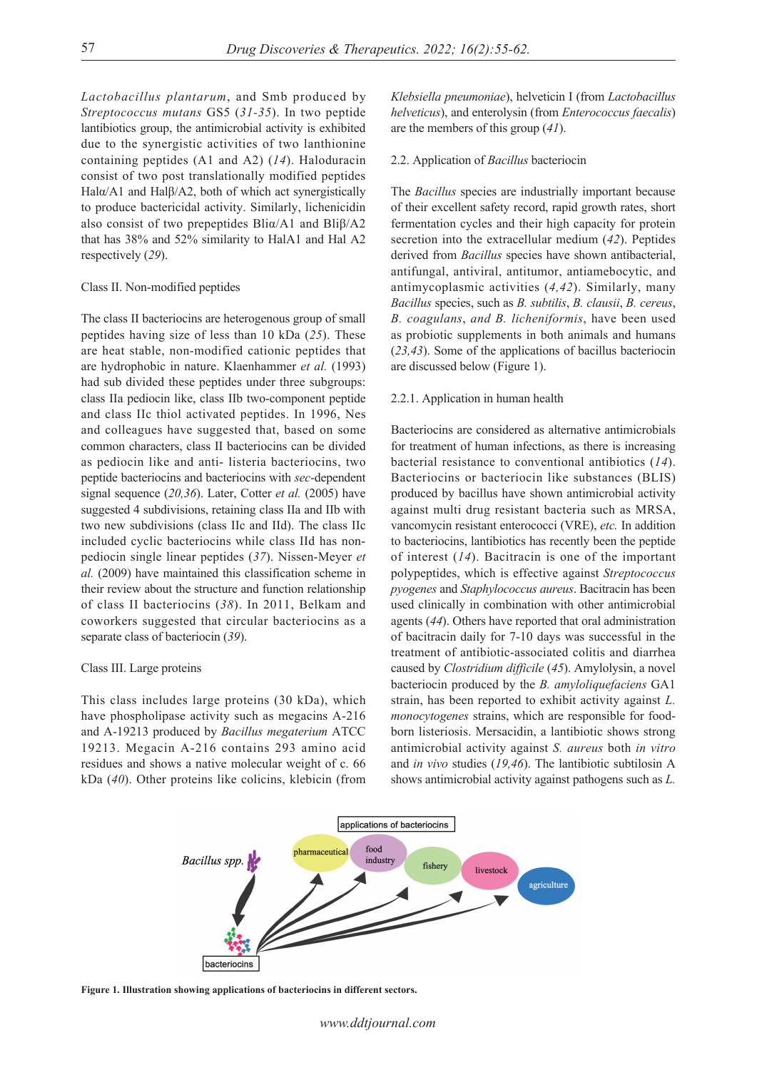*Lactobacillus plantarum*, and Smb produced by *Streptococcus mutans* GS5 (*31-35*). In two peptide lantibiotics group, the antimicrobial activity is exhibited due to the synergistic activities of two lanthionine containing peptides (A1 and A2) (*14*). Haloduracin consist of two post translationally modified peptides Halα/A1 and Halβ/A2, both of which act synergistically to produce bactericidal activity. Similarly, lichenicidin also consist of two prepeptides Bliα/A1 and Bliβ/A2 that has 38% and 52% similarity to HalA1 and Hal A2 respectively (*29*).

Class II. Non-modified peptides

The class II bacteriocins are heterogenous group of small peptides having size of less than 10 kDa (*25*). These are heat stable, non-modified cationic peptides that are hydrophobic in nature. Klaenhammer *et al.* (1993) had sub divided these peptides under three subgroups: class IIa pediocin like, class IIb two-component peptide and class IIc thiol activated peptides. In 1996, Nes and colleagues have suggested that, based on some common characters, class II bacteriocins can be divided as pediocin like and anti- listeria bacteriocins, two peptide bacteriocins and bacteriocins with *sec*-dependent signal sequence (*20,36*). Later, Cotter *et al.* (2005) have suggested 4 subdivisions, retaining class IIa and IIb with two new subdivisions (class IIc and IId). The class IIc included cyclic bacteriocins while class IId has non-pediocin single linear peptides (*37*). Nissen-Meyer *et al.* (2009) have maintained this classification scheme in their review about the structure and function relationship of class II bacteriocins (*38*). In 2011, Belkam and coworkers suggested that circular bacteriocins as a separate class of bacteriocin (*39*).

Class III. Large proteins

This class includes large proteins (30 kDa), which have phospholipase activity such as megacins A-216 and A-19213 produced by *Bacillus megaterium* ATCC 19213. Megacin A-216 contains 293 amino acid residues and shows a native molecular weight of c. 66 kDa (*40*). Other proteins like colicins, klebicin (from *Klebsiella pneumoniae*), helveticin I (from *Lactobacillus helveticus*), and enterolysin (from *Enterococcus faecalis*) are the members of this group (*41*).

2.2. Application of *Bacillus* bacteriocin

The *Bacillus* species are industrially important because of their excellent safety record, rapid growth rates, short fermentation cycles and their high capacity for protein secretion into the extracellular medium (*42*). Peptides derived from *Bacillus* species have shown antibacterial, antifungal, antiviral, antitumor, antiamebocytic, and antimycoplasmic activities (*4,42*). Similarly, many *Bacillus* species, such as *B. subtilis*, *B. clausii*, *B. cereus*, *B. coagulans*, *and B. licheniformis*, have been used as probiotic supplements in both animals and humans (*23,43*). Some of the applications of bacillus bacteriocin are discussed below (Figure 1).

2.2.1. Application in human health

Bacteriocins are considered as alternative antimicrobials for treatment of human infections, as there is increasing bacterial resistance to conventional antibiotics (*14*). Bacteriocins or bacteriocin like substances (BLIS) produced by bacillus have shown antimicrobial activity against multi drug resistant bacteria such as MRSA, vancomycin resistant enterococci (VRE), *etc.* In addition to bacteriocins, lantibiotics has recently been the peptide of interest (*14*). Bacitracin is one of the important polypeptides, which is effective against *Streptococcus pyogenes* and *Staphylococcus aureus*. Bacitracin has been used clinically in combination with other antimicrobial agents (*44*). Others have reported that oral administration of bacitracin daily for 7-10 days was successful in the treatment of antibiotic-associated colitis and diarrhea caused by *Clostridium difficile* (*45*). Amylolysin, a novel bacteriocin produced by the *B. amyloliquefaciens* GA1 strain, has been reported to exhibit activity against *L. monocytogenes* strains, which are responsible for food-born listeriosis. Mersacidin, a lantibiotic shows strong antimicrobial activity against *S. aureus* both *in vitro* and *in vivo* studies (*19,46*). The lantibiotic subtilosin A shows antimicrobial activity against pathogens such as *L.*

**Figure 1. Illustration showing applications of bacteriocins in different sectors.**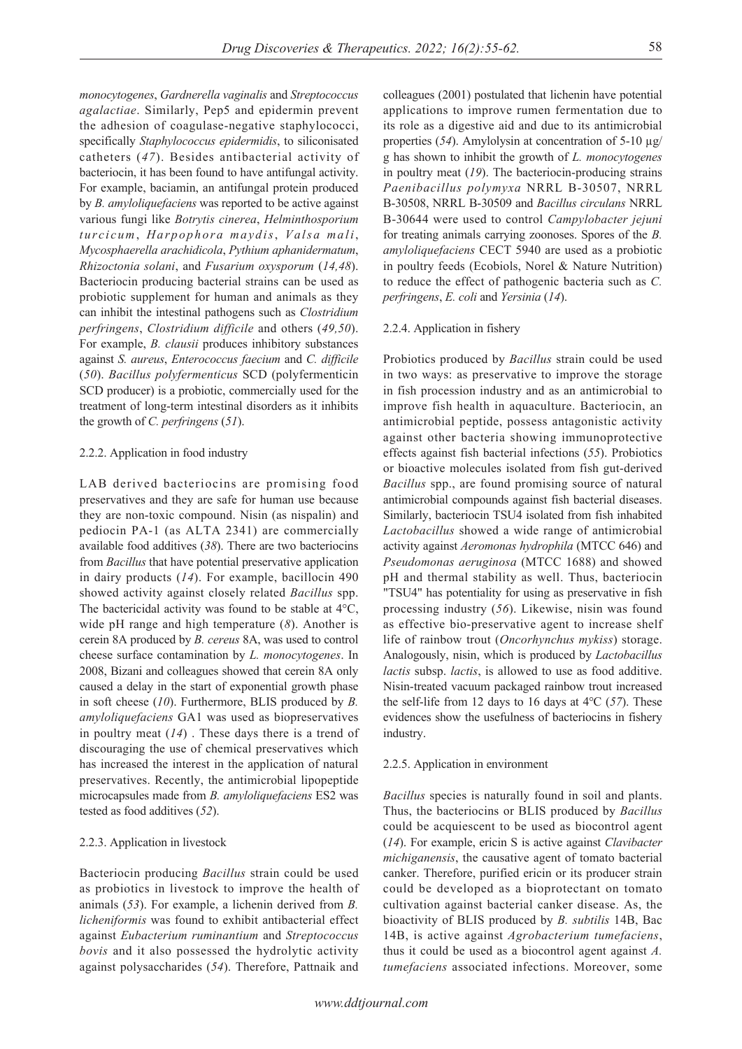*monocytogenes*, *Gardnerella vaginalis* and *Streptococcus agalactiae*. Similarly, Pep5 and epidermin prevent the adhesion of coagulase-negative staphylococci, specifically *Staphylococcus epidermidis*, to siliconisated catheters (*47*). Besides antibacterial activity of bacteriocin, it has been found to have antifungal activity. For example, baciamin, an antifungal protein produced by *B. amyloliquefaciens* was reported to be active against various fungi like *Botrytis cinerea*, *Helminthosporium turcicum*, *Harpophora maydis*, *Valsa mali*, *Mycosphaerella arachidicola*, *Pythium aphanidermatum*, *Rhizoctonia solani*, and *Fusarium oxysporum* (*14,48*). Bacteriocin producing bacterial strains can be used as probiotic supplement for human and animals as they can inhibit the intestinal pathogens such as *Clostridium perfringens*, *Clostridium difficile* and others (*49,50*). For example, *B. clausii* produces inhibitory substances against *S. aureus*, *Enterococcus faecium* and *C. difficile* (*50*). *Bacillus polyfermenticus* SCD (polyfermenticin SCD producer) is a probiotic, commercially used for the treatment of long-term intestinal disorders as it inhibits the growth of *C. perfringens* (*51*).

### 2.2.2. Application in food industry

LAB derived bacteriocins are promising food preservatives and they are safe for human use because they are non-toxic compound. Nisin (as nispalin) and pediocin PA-1 (as ALTA 2341) are commercially available food additives (*38*). There are two bacteriocins from *Bacillus* that have potential preservative application in dairy products (*14*). For example, bacillocin 490 showed activity against closely related *Bacillus* spp. The bactericidal activity was found to be stable at 4°C, wide pH range and high temperature (*8*). Another is cerein 8A produced by *B. cereus* 8A, was used to control cheese surface contamination by *L. monocytogenes*. In 2008, Bizani and colleagues showed that cerein 8A only caused a delay in the start of exponential growth phase in soft cheese (*10*). Furthermore, BLIS produced by *B. amyloliquefaciens* GA1 was used as biopreservatives in poultry meat (*14*) . These days there is a trend of discouraging the use of chemical preservatives which has increased the interest in the application of natural preservatives. Recently, the antimicrobial lipopeptide microcapsules made from *B. amyloliquefaciens* ES2 was tested as food additives (*52*).

### 2.2.3. Application in livestock

Bacteriocin producing *Bacillus* strain could be used as probiotics in livestock to improve the health of animals (*53*). For example, a lichenin derived from *B. licheniformis* was found to exhibit antibacterial effect against *Eubacterium ruminantium* and *Streptococcus bovis* and it also possessed the hydrolytic activity against polysaccharides (*54*). Therefore, Pattnaik and colleagues (2001) postulated that lichenin have potential applications to improve rumen fermentation due to its role as a digestive aid and due to its antimicrobial properties (*54*). Amylolysin at concentration of 5-10 µg/g has shown to inhibit the growth of *L. monocytogenes* in poultry meat (*19*). The bacteriocin-producing strains *Paenibacillus polymyxa* NRRL B-30507, NRRL B-30508, NRRL B-30509 and *Bacillus circulans* NRRL B-30644 were used to control *Campylobacter jejuni* for treating animals carrying zoonoses. Spores of the *B. amyloliquefaciens* CECT 5940 are used as a probiotic in poultry feeds (Ecobiols, Norel & Nature Nutrition) to reduce the effect of pathogenic bacteria such as *C. perfringens*, *E. coli* and *Yersinia* (*14*).

### 2.2.4. Application in fishery

Probiotics produced by *Bacillus* strain could be used in two ways: as preservative to improve the storage in fish procession industry and as an antimicrobial to improve fish health in aquaculture. Bacteriocin, an antimicrobial peptide, possess antagonistic activity against other bacteria showing immunoprotective effects against fish bacterial infections (*55*). Probiotics or bioactive molecules isolated from fish gut-derived *Bacillus* spp., are found promising source of natural antimicrobial compounds against fish bacterial diseases. Similarly, bacteriocin TSU4 isolated from fish inhabited *Lactobacillus* showed a wide range of antimicrobial activity against *Aeromonas hydrophila* (MTCC 646) and *Pseudomonas aeruginosa* (MTCC 1688) and showed pH and thermal stability as well. Thus, bacteriocin "TSU4" has potentiality for using as preservative in fish processing industry (*56*). Likewise, nisin was found as effective bio-preservative agent to increase shelf life of rainbow trout (*Oncorhynchus mykiss*) storage. Analogously, nisin, which is produced by *Lactobacillus lactis* subsp. *lactis*, is allowed to use as food additive. Nisin-treated vacuum packaged rainbow trout increased the self-life from 12 days to 16 days at 4°C (*57*). These evidences show the usefulness of bacteriocins in fishery industry.

### 2.2.5. Application in environment

*Bacillus* species is naturally found in soil and plants. Thus, the bacteriocins or BLIS produced by *Bacillus* could be acquiescent to be used as biocontrol agent (*14*). For example, ericin S is active against *Clavibacter michiganensis*, the causative agent of tomato bacterial canker. Therefore, purified ericin or its producer strain could be developed as a bioprotectant on tomato cultivation against bacterial canker disease. As, the bioactivity of BLIS produced by *B. subtilis* 14B, Bac 14B, is active against *Agrobacterium tumefaciens*, thus it could be used as a biocontrol agent against *A. tumefaciens* associated infections. Moreover, some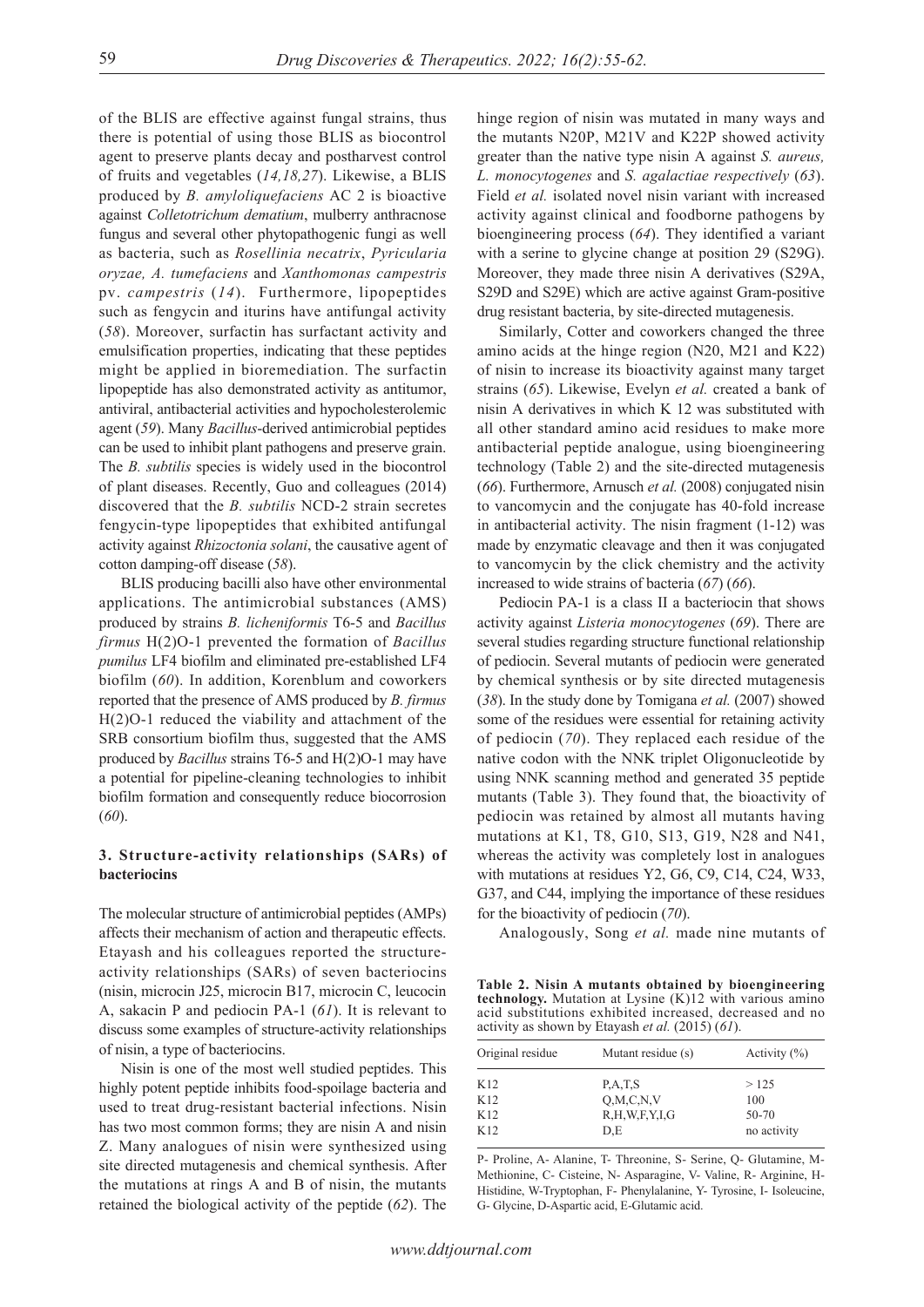of the BLIS are effective against fungal strains, thus there is potential of using those BLIS as biocontrol agent to preserve plants decay and postharvest control of fruits and vegetables (*14,18,27*). Likewise, a BLIS produced by *B. amyloliquefaciens* AC 2 is bioactive against *Colletotrichum dematium*, mulberry anthracnose fungus and several other phytopathogenic fungi as well as bacteria, such as *Rosellinia necatrix*, *Pyricularia oryzae, A. tumefaciens* and *Xanthomonas campestris* pv. *campestris* (*14*). Furthermore, lipopeptides such as fengycin and iturins have antifungal activity (*58*). Moreover, surfactin has surfactant activity and emulsification properties, indicating that these peptides might be applied in bioremediation. The surfactin lipopeptide has also demonstrated activity as antitumor, antiviral, antibacterial activities and hypocholesterolemic agent (*59*). Many *Bacillus*-derived antimicrobial peptides can be used to inhibit plant pathogens and preserve grain. The *B. subtilis* species is widely used in the biocontrol of plant diseases. Recently, Guo and colleagues (2014) discovered that the *B. subtilis* NCD-2 strain secretes fengycin-type lipopeptides that exhibited antifungal activity against *Rhizoctonia solani*, the causative agent of cotton damping-off disease (*58*).

BLIS producing bacilli also have other environmental applications. The antimicrobial substances (AMS) produced by strains *B. licheniformis* T6-5 and *Bacillus firmus* H(2)O-1 prevented the formation of *Bacillus pumilus* LF4 biofilm and eliminated pre-established LF4 biofilm (*60*). In addition, Korenblum and coworkers reported that the presence of AMS produced by *B. firmus* H(2)O-1 reduced the viability and attachment of the SRB consortium biofilm thus, suggested that the AMS produced by *Bacillus* strains T6-5 and H(2)O-1 may have a potential for pipeline-cleaning technologies to inhibit biofilm formation and consequently reduce biocorrosion (*60*).

## 3. Structure-activity relationships (SARs) of bacteriocins

The molecular structure of antimicrobial peptides (AMPs) affects their mechanism of action and therapeutic effects. Etayash and his colleagues reported the structure-activity relationships (SARs) of seven bacteriocins (nisin, microcin J25, microcin B17, microcin C, leucocin A, sakacin P and pediocin PA-1 (*61*). It is relevant to discuss some examples of structure-activity relationships of nisin, a type of bacteriocins.

Nisin is one of the most well studied peptides. This highly potent peptide inhibits food-spoilage bacteria and used to treat drug-resistant bacterial infections. Nisin has two most common forms; they are nisin A and nisin Z. Many analogues of nisin were synthesized using site directed mutagenesis and chemical synthesis. After the mutations at rings A and B of nisin, the mutants retained the biological activity of the peptide (*62*). The hinge region of nisin was mutated in many ways and the mutants N20P, M21V and K22P showed activity greater than the native type nisin A against *S. aureus, L. monocytogenes* and *S. agalactiae respectively* (*63*). Field *et al.* isolated novel nisin variant with increased activity against clinical and foodborne pathogens by bioengineering process (*64*). They identified a variant with a serine to glycine change at position 29 (S29G). Moreover, they made three nisin A derivatives (S29A, S29D and S29E) which are active against Gram-positive drug resistant bacteria, by site-directed mutagenesis.

Similarly, Cotter and coworkers changed the three amino acids at the hinge region (N20, M21 and K22) of nisin to increase its bioactivity against many target strains (*65*). Likewise, Evelyn *et al.* created a bank of nisin A derivatives in which K 12 was substituted with all other standard amino acid residues to make more antibacterial peptide analogue, using bioengineering technology (Table 2) and the site-directed mutagenesis (*66*). Furthermore, Arnusch *et al.* (2008) conjugated nisin to vancomycin and the conjugate has 40-fold increase in antibacterial activity. The nisin fragment (1-12) was made by enzymatic cleavage and then it was conjugated to vancomycin by the click chemistry and the activity increased to wide strains of bacteria (*67*) (*66*).

Pediocin PA-1 is a class II a bacteriocin that shows activity against *Listeria monocytogenes* (*69*). There are several studies regarding structure functional relationship of pediocin. Several mutants of pediocin were generated by chemical synthesis or by site directed mutagenesis (*38*). In the study done by Tomigana *et al.* (2007) showed some of the residues were essential for retaining activity of pediocin (*70*). They replaced each residue of the native codon with the NNK triplet Oligonucleotide by using NNK scanning method and generated 35 peptide mutants (Table 3). They found that, the bioactivity of pediocin was retained by almost all mutants having mutations at K1, T8, G10, S13, G19, N28 and N41, whereas the activity was completely lost in analogues with mutations at residues Y2, G6, C9, C14, C24, W33, G37, and C44, implying the importance of these residues for the bioactivity of pediocin (*70*).

Analogously, Song *et al.* made nine mutants of

**Table 2. Nisin A mutants obtained by bioengineering technology.** Mutation at Lysine (K)12 with various amino acid substitutions exhibited increased, decreased and no activity as shown by Etayash *et al.* (2015) (*61*).

| Original residue | Mutant residue (s) | Activity (%) |
|---|---|---|
| K12 | P,A,T,S | > 125 |
| K12 | Q,M,C,N,V | 100 |
| K12 | R,H,W,F,Y,I,G | 50-70 |
| K12 | D,E | no activity |

P- Proline, A- Alanine, T- Threonine, S- Serine, Q- Glutamine, M- Methionine, C- Cisteine, N- Asparagine, V- Valine, R- Arginine, H- Histidine, W-Tryptophan, F- Phenylalanine, Y- Tyrosine, I- Isoleucine, G- Glycine, D-Aspartic acid, E-Glutamic acid.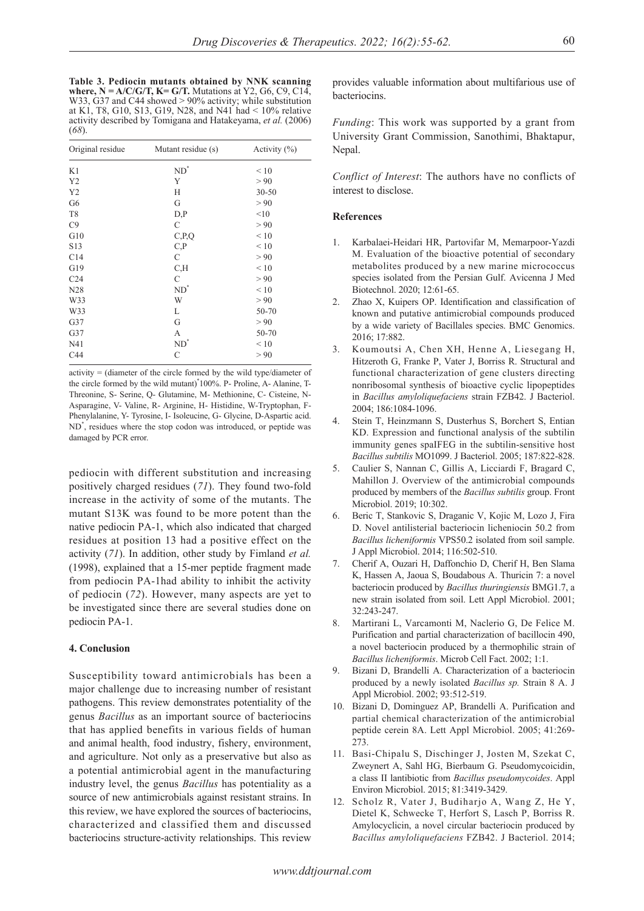**Table 3. Pediocin mutants obtained by NNK scanning where, N = A/C/G/T, K= G/T.** Mutations at Y2, G6, C9, C14, W33, G37 and C44 showed > 90% activity; while substitution at K1, T8, G10, S13, G19, N28, and N41 had < 10% relative activity described by Tomigana and Hatakeyama, *et al.* (2006) (*68*).

| Original residue | Mutant residue (s) | Activity (%) |
|---|---|---|
| K1 | ND* | < 10 |
| Y2 | Y | > 90 |
| Y2 | H | 30-50 |
| G6 | G | > 90 |
| T8 | D,P | <10 |
| C9 | C | > 90 |
| G10 | C,P,Q | < 10 |
| S13 | C,P | < 10 |
| C14 | C | > 90 |
| G19 | C,H | < 10 |
| C24 | C | > 90 |
| N28 | ND* | < 10 |
| W33 | W | > 90 |
| W33 | L | 50-70 |
| G37 | G | > 90 |
| G37 | A | 50-70 |
| N41 | ND* | < 10 |
| C44 | C | > 90 |

activity = (diameter of the circle formed by the wild type/diameter of the circle formed by the wild mutant)*100%. P- Proline, A- Alanine, T- Threonine, S- Serine, Q- Glutamine, M- Methionine, C- Cisteine, N- Asparagine, V- Valine, R- Arginine, H- Histidine, W-Tryptophan, F- Phenylalanine, Y- Tyrosine, I- Isoleucine, G- Glycine, D-Aspartic acid. ND*, residues where the stop codon was introduced, or peptide was damaged by PCR error.

pediocin with different substitution and increasing positively charged residues (*71*). They found two-fold increase in the activity of some of the mutants. The mutant S13K was found to be more potent than the native pediocin PA-1, which also indicated that charged residues at position 13 had a positive effect on the activity (*71*). In addition, other study by Fimland *et al.* (1998), explained that a 15-mer peptide fragment made from pediocin PA-1had ability to inhibit the activity of pediocin (*72*). However, many aspects are yet to be investigated since there are several studies done on pediocin PA-1.

## 4. Conclusion

Susceptibility toward antimicrobials has been a major challenge due to increasing number of resistant pathogens. This review demonstrates potentiality of the genus *Bacillus* as an important source of bacteriocins that has applied benefits in various fields of human and animal health, food industry, fishery, environment, and agriculture. Not only as a preservative but also as a potential antimicrobial agent in the manufacturing industry level, the genus *Bacillus* has potentiality as a source of new antimicrobials against resistant strains. In this review, we have explored the sources of bacteriocins, characterized and classified them and discussed bacteriocins structure-activity relationships. This review provides valuable information about multifarious use of bacteriocins.

*Funding*: This work was supported by a grant from University Grant Commission, Sanothimi, Bhaktapur, Nepal.

*Conflict of Interest*: The authors have no conflicts of interest to disclose.

## References

1. Karbalaei-Heidari HR, Partovifar M, Memarpoor-Yazdi M. Evaluation of the bioactive potential of secondary metabolites produced by a new marine micrococcus species isolated from the Persian Gulf. Avicenna J Med Biotechnol. 2020; 12:61-65.
2. Zhao X, Kuipers OP. Identification and classification of known and putative antimicrobial compounds produced by a wide variety of Bacillales species. BMC Genomics. 2016; 17:882.
3. Koumoutsi A, Chen XH, Henne A, Liesegang H, Hitzeroth G, Franke P, Vater J, Borriss R. Structural and functional characterization of gene clusters directing nonribosomal synthesis of bioactive cyclic lipopeptides in *Bacillus amyloliquefaciens* strain FZB42. J Bacteriol. 2004; 186:1084-1096.
4. Stein T, Heinzmann S, Dusterhus S, Borchert S, Entian KD. Expression and functional analysis of the subtilin immunity genes spaIFEG in the subtilin-sensitive host *Bacillus subtilis* MO1099. J Bacteriol. 2005; 187:822-828.
5. Caulier S, Nannan C, Gillis A, Licciardi F, Bragard C, Mahillon J. Overview of the antimicrobial compounds produced by members of the *Bacillus subtilis* group. Front Microbiol. 2019; 10:302.
6. Beric T, Stankovic S, Draganic V, Kojic M, Lozo J, Fira D. Novel antilisterial bacteriocin licheniocin 50.2 from *Bacillus licheniformis* VPS50.2 isolated from soil sample. J Appl Microbiol. 2014; 116:502-510.
7. Cherif A, Ouzari H, Daffonchio D, Cherif H, Ben Slama K, Hassen A, Jaoua S, Boudabous A. Thuricin 7: a novel bacteriocin produced by *Bacillus thuringiensis* BMG1.7, a new strain isolated from soil. Lett Appl Microbiol. 2001; 32:243-247.
8. Martirani L, Varcamonti M, Naclerio G, De Felice M. Purification and partial characterization of bacillocin 490, a novel bacteriocin produced by a thermophilic strain of *Bacillus licheniformis*. Microb Cell Fact. 2002; 1:1.
9. Bizani D, Brandelli A. Characterization of a bacteriocin produced by a newly isolated *Bacillus sp.* Strain 8 A. J Appl Microbiol. 2002; 93:512-519.
10. Bizani D, Dominguez AP, Brandelli A. Purification and partial chemical characterization of the antimicrobial peptide cerein 8A. Lett Appl Microbiol. 2005; 41:269-273.
11. Basi-Chipalu S, Dischinger J, Josten M, Szekat C, Zweynert A, Sahl HG, Bierbaum G. Pseudomycoicidin, a class II lantibiotic from *Bacillus pseudomycoides*. Appl Environ Microbiol. 2015; 81:3419-3429.
12. Scholz R, Vater J, Budiharjo A, Wang Z, He Y, Dietel K, Schwecke T, Herfort S, Lasch P, Borriss R. Amylocyclicin, a novel circular bacteriocin produced by *Bacillus amyloliquefaciens* FZB42. J Bacteriol. 2014;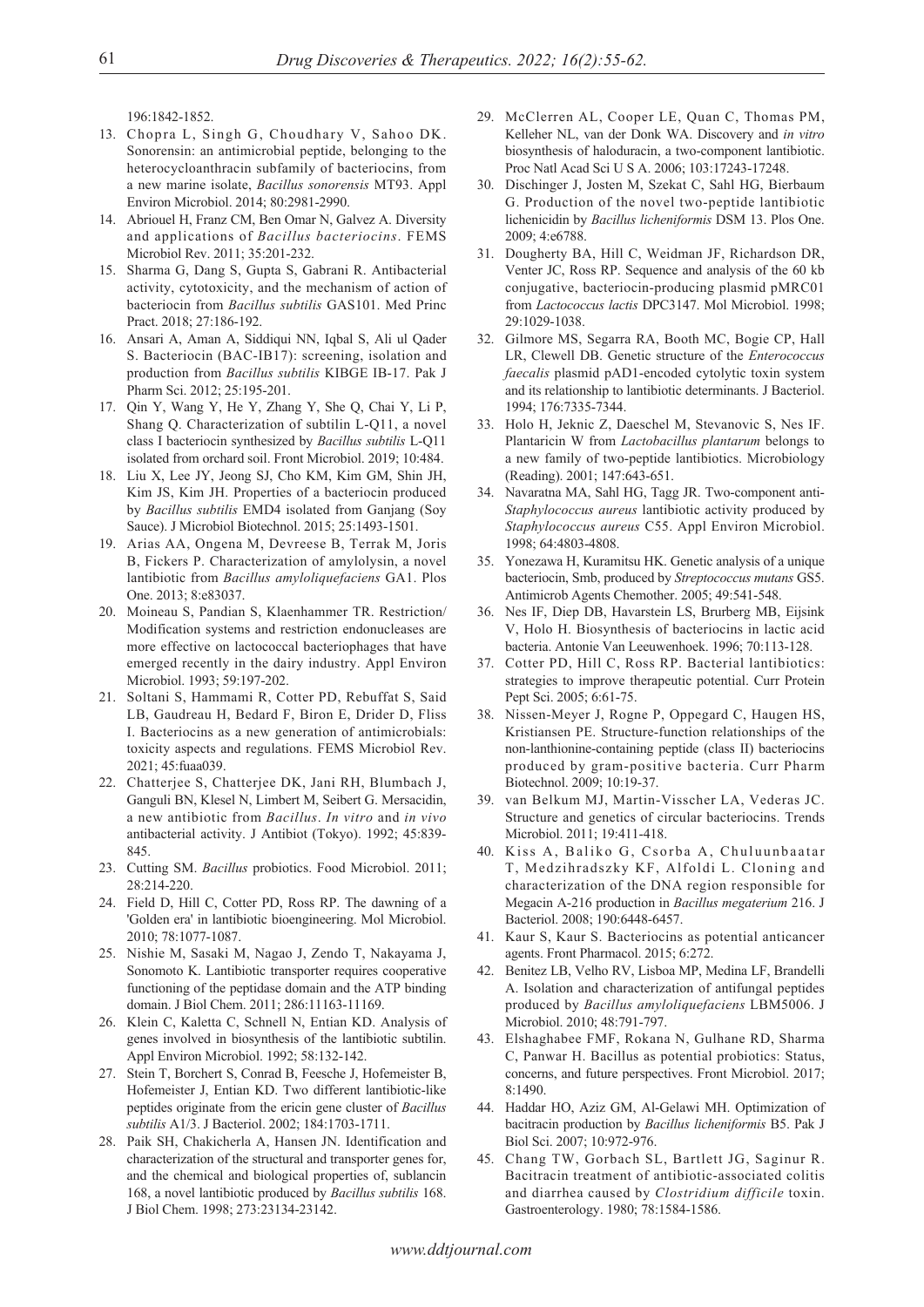196:1842-1852.

13. Chopra L, Singh G, Choudhary V, Sahoo DK. Sonorensin: an antimicrobial peptide, belonging to the heterocycloanthracin subfamily of bacteriocins, from a new marine isolate, *Bacillus sonorensis* MT93. Appl Environ Microbiol. 2014; 80:2981-2990.
14. Abriouel H, Franz CM, Ben Omar N, Galvez A. Diversity and applications of *Bacillus bacteriocins*. FEMS Microbiol Rev. 2011; 35:201-232.
15. Sharma G, Dang S, Gupta S, Gabrani R. Antibacterial activity, cytotoxicity, and the mechanism of action of bacteriocin from *Bacillus subtilis* GAS101. Med Princ Pract. 2018; 27:186-192.
16. Ansari A, Aman A, Siddiqui NN, Iqbal S, Ali ul Qader S. Bacteriocin (BAC-IB17): screening, isolation and production from *Bacillus subtilis* KIBGE IB-17. Pak J Pharm Sci. 2012; 25:195-201.
17. Qin Y, Wang Y, He Y, Zhang Y, She Q, Chai Y, Li P, Shang Q. Characterization of subtilin L-Q11, a novel class I bacteriocin synthesized by *Bacillus subtilis* L-Q11 isolated from orchard soil. Front Microbiol. 2019; 10:484.
18. Liu X, Lee JY, Jeong SJ, Cho KM, Kim GM, Shin JH, Kim JS, Kim JH. Properties of a bacteriocin produced by *Bacillus subtilis* EMD4 isolated from Ganjang (Soy Sauce). J Microbiol Biotechnol. 2015; 25:1493-1501.
19. Arias AA, Ongena M, Devreese B, Terrak M, Joris B, Fickers P. Characterization of amylolysin, a novel lantibiotic from *Bacillus amyloliquefaciens* GA1. Plos One. 2013; 8:e83037.
20. Moineau S, Pandian S, Klaenhammer TR. Restriction/Modification systems and restriction endonucleases are more effective on lactococcal bacteriophages that have emerged recently in the dairy industry. Appl Environ Microbiol. 1993; 59:197-202.
21. Soltani S, Hammami R, Cotter PD, Rebuffat S, Said LB, Gaudreau H, Bedard F, Biron E, Drider D, Fliss I. Bacteriocins as a new generation of antimicrobials: toxicity aspects and regulations. FEMS Microbiol Rev. 2021; 45:fuaa039.
22. Chatterjee S, Chatterjee DK, Jani RH, Blumbach J, Ganguli BN, Klesel N, Limbert M, Seibert G. Mersacidin, a new antibiotic from *Bacillus*. *In vitro* and *in vivo* antibacterial activity. J Antibiot (Tokyo). 1992; 45:839-845.
23. Cutting SM. *Bacillus* probiotics. Food Microbiol. 2011; 28:214-220.
24. Field D, Hill C, Cotter PD, Ross RP. The dawning of a 'Golden era' in lantibiotic bioengineering. Mol Microbiol. 2010; 78:1077-1087.
25. Nishie M, Sasaki M, Nagao J, Zendo T, Nakayama J, Sonomoto K. Lantibiotic transporter requires cooperative functioning of the peptidase domain and the ATP binding domain. J Biol Chem. 2011; 286:11163-11169.
26. Klein C, Kaletta C, Schnell N, Entian KD. Analysis of genes involved in biosynthesis of the lantibiotic subtilin. Appl Environ Microbiol. 1992; 58:132-142.
27. Stein T, Borchert S, Conrad B, Feesche J, Hofemeister B, Hofemeister J, Entian KD. Two different lantibiotic-like peptides originate from the ericin gene cluster of *Bacillus subtilis* A1/3. J Bacteriol. 2002; 184:1703-1711.
28. Paik SH, Chakicherla A, Hansen JN. Identification and characterization of the structural and transporter genes for, and the chemical and biological properties of, sublancin 168, a novel lantibiotic produced by *Bacillus subtilis* 168. J Biol Chem. 1998; 273:23134-23142.
29. McClerren AL, Cooper LE, Quan C, Thomas PM, Kelleher NL, van der Donk WA. Discovery and *in vitro* biosynthesis of haloduracin, a two-component lantibiotic. Proc Natl Acad Sci U S A. 2006; 103:17243-17248.
30. Dischinger J, Josten M, Szekat C, Sahl HG, Bierbaum G. Production of the novel two-peptide lantibiotic lichenicidin by *Bacillus licheniformis* DSM 13. Plos One. 2009; 4:e6788.
31. Dougherty BA, Hill C, Weidman JF, Richardson DR, Venter JC, Ross RP. Sequence and analysis of the 60 kb conjugative, bacteriocin-producing plasmid pMRC01 from *Lactococcus lactis* DPC3147. Mol Microbiol. 1998; 29:1029-1038.
32. Gilmore MS, Segarra RA, Booth MC, Bogie CP, Hall LR, Clewell DB. Genetic structure of the *Enterococcus faecalis* plasmid pAD1-encoded cytolytic toxin system and its relationship to lantibiotic determinants. J Bacteriol. 1994; 176:7335-7344.
33. Holo H, Jeknic Z, Daeschel M, Stevanovic S, Nes IF. Plantaricin W from *Lactobacillus plantarum* belongs to a new family of two-peptide lantibiotics. Microbiology (Reading). 2001; 147:643-651.
34. Navaratna MA, Sahl HG, Tagg JR. Two-component anti-*Staphylococcus aureus* lantibiotic activity produced by *Staphylococcus aureus* C55. Appl Environ Microbiol. 1998; 64:4803-4808.
35. Yonezawa H, Kuramitsu HK. Genetic analysis of a unique bacteriocin, Smb, produced by *Streptococcus mutans* GS5. Antimicrob Agents Chemother. 2005; 49:541-548.
36. Nes IF, Diep DB, Havarstein LS, Brurberg MB, Eijsink V, Holo H. Biosynthesis of bacteriocins in lactic acid bacteria. Antonie Van Leeuwenhoek. 1996; 70:113-128.
37. Cotter PD, Hill C, Ross RP. Bacterial lantibiotics: strategies to improve therapeutic potential. Curr Protein Pept Sci. 2005; 6:61-75.
38. Nissen-Meyer J, Rogne P, Oppegard C, Haugen HS, Kristiansen PE. Structure-function relationships of the non-lanthionine-containing peptide (class II) bacteriocins produced by gram-positive bacteria. Curr Pharm Biotechnol. 2009; 10:19-37.
39. van Belkum MJ, Martin-Visscher LA, Vederas JC. Structure and genetics of circular bacteriocins. Trends Microbiol. 2011; 19:411-418.
40. Kiss A, Baliko G, Csorba A, Chuluunbaatar T, Medzihradszky KF, Alfoldi L. Cloning and characterization of the DNA region responsible for Megacin A-216 production in *Bacillus megaterium* 216. J Bacteriol. 2008; 190:6448-6457.
41. Kaur S, Kaur S. Bacteriocins as potential anticancer agents. Front Pharmacol. 2015; 6:272.
42. Benitez LB, Velho RV, Lisboa MP, Medina LF, Brandelli A. Isolation and characterization of antifungal peptides produced by *Bacillus amyloliquefaciens* LBM5006. J Microbiol. 2010; 48:791-797.
43. Elshaghabee FMF, Rokana N, Gulhane RD, Sharma C, Panwar H. Bacillus as potential probiotics: Status, concerns, and future perspectives. Front Microbiol. 2017; 8:1490.
44. Haddar HO, Aziz GM, Al-Gelawi MH. Optimization of bacitracin production by *Bacillus licheniformis* B5. Pak J Biol Sci. 2007; 10:972-976.
45. Chang TW, Gorbach SL, Bartlett JG, Saginur R. Bacitracin treatment of antibiotic-associated colitis and diarrhea caused by *Clostridium difficile* toxin. Gastroenterology. 1980; 78:1584-1586.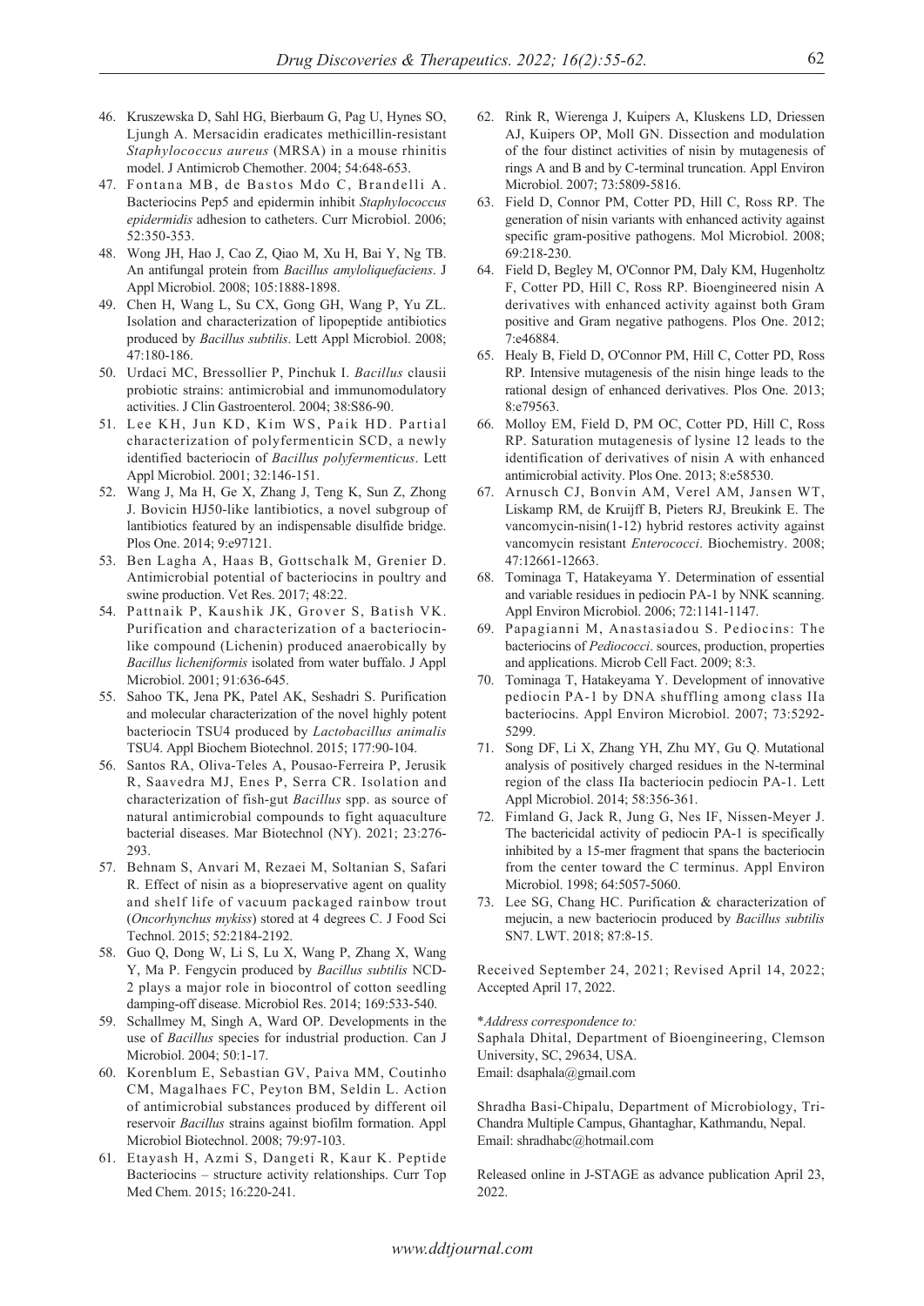46. Kruszewska D, Sahl HG, Bierbaum G, Pag U, Hynes SO, Ljungh A. Mersacidin eradicates methicillin-resistant *Staphylococcus aureus* (MRSA) in a mouse rhinitis model. J Antimicrob Chemother. 2004; 54:648-653.
47. Fontana MB, de Bastos Mdo C, Brandelli A. Bacteriocins Pep5 and epidermin inhibit *Staphylococcus epidermidis* adhesion to catheters. Curr Microbiol. 2006; 52:350-353.
48. Wong JH, Hao J, Cao Z, Qiao M, Xu H, Bai Y, Ng TB. An antifungal protein from *Bacillus amyloliquefaciens*. J Appl Microbiol. 2008; 105:1888-1898.
49. Chen H, Wang L, Su CX, Gong GH, Wang P, Yu ZL. Isolation and characterization of lipopeptide antibiotics produced by *Bacillus subtilis*. Lett Appl Microbiol. 2008; 47:180-186.
50. Urdaci MC, Bressollier P, Pinchuk I. *Bacillus* clausii probiotic strains: antimicrobial and immunomodulatory activities. J Clin Gastroenterol. 2004; 38:S86-90.
51. Lee KH, Jun KD, Kim WS, Paik HD. Partial characterization of polyfermenticin SCD, a newly identified bacteriocin of *Bacillus polyfermenticus*. Lett Appl Microbiol. 2001; 32:146-151.
52. Wang J, Ma H, Ge X, Zhang J, Teng K, Sun Z, Zhong J. Bovicin HJ50-like lantibiotics, a novel subgroup of lantibiotics featured by an indispensable disulfide bridge. Plos One. 2014; 9:e97121.
53. Ben Lagha A, Haas B, Gottschalk M, Grenier D. Antimicrobial potential of bacteriocins in poultry and swine production. Vet Res. 2017; 48:22.
54. Pattnaik P, Kaushik JK, Grover S, Batish VK. Purification and characterization of a bacteriocin-like compound (Lichenin) produced anaerobically by *Bacillus licheniformis* isolated from water buffalo. J Appl Microbiol. 2001; 91:636-645.
55. Sahoo TK, Jena PK, Patel AK, Seshadri S. Purification and molecular characterization of the novel highly potent bacteriocin TSU4 produced by *Lactobacillus animalis* TSU4. Appl Biochem Biotechnol. 2015; 177:90-104.
56. Santos RA, Oliva-Teles A, Pousao-Ferreira P, Jerusik R, Saavedra MJ, Enes P, Serra CR. Isolation and characterization of fish-gut *Bacillus* spp. as source of natural antimicrobial compounds to fight aquaculture bacterial diseases. Mar Biotechnol (NY). 2021; 23:276-293.
57. Behnam S, Anvari M, Rezaei M, Soltanian S, Safari R. Effect of nisin as a biopreservative agent on quality and shelf life of vacuum packaged rainbow trout (*Oncorhynchus mykiss*) stored at 4 degrees C. J Food Sci Technol. 2015; 52:2184-2192.
58. Guo Q, Dong W, Li S, Lu X, Wang P, Zhang X, Wang Y, Ma P. Fengycin produced by *Bacillus subtilis* NCD-2 plays a major role in biocontrol of cotton seedling damping-off disease. Microbiol Res. 2014; 169:533-540.
59. Schallmey M, Singh A, Ward OP. Developments in the use of *Bacillus* species for industrial production. Can J Microbiol. 2004; 50:1-17.
60. Korenblum E, Sebastian GV, Paiva MM, Coutinho CM, Magalhaes FC, Peyton BM, Seldin L. Action of antimicrobial substances produced by different oil reservoir *Bacillus* strains against biofilm formation. Appl Microbiol Biotechnol. 2008; 79:97-103.
61. Etayash H, Azmi S, Dangeti R, Kaur K. Peptide Bacteriocins – structure activity relationships. Curr Top Med Chem. 2015; 16:220-241.
62. Rink R, Wierenga J, Kuipers A, Kluskens LD, Driessen AJ, Kuipers OP, Moll GN. Dissection and modulation of the four distinct activities of nisin by mutagenesis of rings A and B and by C-terminal truncation. Appl Environ Microbiol. 2007; 73:5809-5816.
63. Field D, Connor PM, Cotter PD, Hill C, Ross RP. The generation of nisin variants with enhanced activity against specific gram-positive pathogens. Mol Microbiol. 2008; 69:218-230.
64. Field D, Begley M, O'Connor PM, Daly KM, Hugenholtz F, Cotter PD, Hill C, Ross RP. Bioengineered nisin A derivatives with enhanced activity against both Gram positive and Gram negative pathogens. Plos One. 2012; 7:e46884.
65. Healy B, Field D, O'Connor PM, Hill C, Cotter PD, Ross RP. Intensive mutagenesis of the nisin hinge leads to the rational design of enhanced derivatives. Plos One. 2013; 8:e79563.
66. Molloy EM, Field D, PM OC, Cotter PD, Hill C, Ross RP. Saturation mutagenesis of lysine 12 leads to the identification of derivatives of nisin A with enhanced antimicrobial activity. Plos One. 2013; 8:e58530.
67. Arnusch CJ, Bonvin AM, Verel AM, Jansen WT, Liskamp RM, de Kruijff B, Pieters RJ, Breukink E. The vancomycin-nisin(1-12) hybrid restores activity against vancomycin resistant *Enterococci*. Biochemistry. 2008; 47:12661-12663.
68. Tominaga T, Hatakeyama Y. Determination of essential and variable residues in pediocin PA-1 by NNK scanning. Appl Environ Microbiol. 2006; 72:1141-1147.
69. Papagianni M, Anastasiadou S. Pediocins: The bacteriocins of *Pediococci*. sources, production, properties and applications. Microb Cell Fact. 2009; 8:3.
70. Tominaga T, Hatakeyama Y. Development of innovative pediocin PA-1 by DNA shuffling among class IIa bacteriocins. Appl Environ Microbiol. 2007; 73:5292-5299.
71. Song DF, Li X, Zhang YH, Zhu MY, Gu Q. Mutational analysis of positively charged residues in the N-terminal region of the class IIa bacteriocin pediocin PA-1. Lett Appl Microbiol. 2014; 58:356-361.
72. Fimland G, Jack R, Jung G, Nes IF, Nissen-Meyer J. The bactericidal activity of pediocin PA-1 is specifically inhibited by a 15-mer fragment that spans the bacteriocin from the center toward the C terminus. Appl Environ Microbiol. 1998; 64:5057-5060.
73. Lee SG, Chang HC. Purification & characterization of mejucin, a new bacteriocin produced by *Bacillus subtilis* SN7. LWT. 2018; 87:8-15.

Received September 24, 2021; Revised April 14, 2022; Accepted April 17, 2022.

\**Address correspondence to:*
Saphala Dhital, Department of Bioengineering, Clemson University, SC, 29634, USA.
Email: dsaphala@gmail.com

Shradha Basi-Chipalu, Department of Microbiology, Tri-Chandra Multiple Campus, Ghantaghar, Kathmandu, Nepal.
Email: shradhabc@hotmail.com

Released online in J-STAGE as advance publication April 23, 2022.